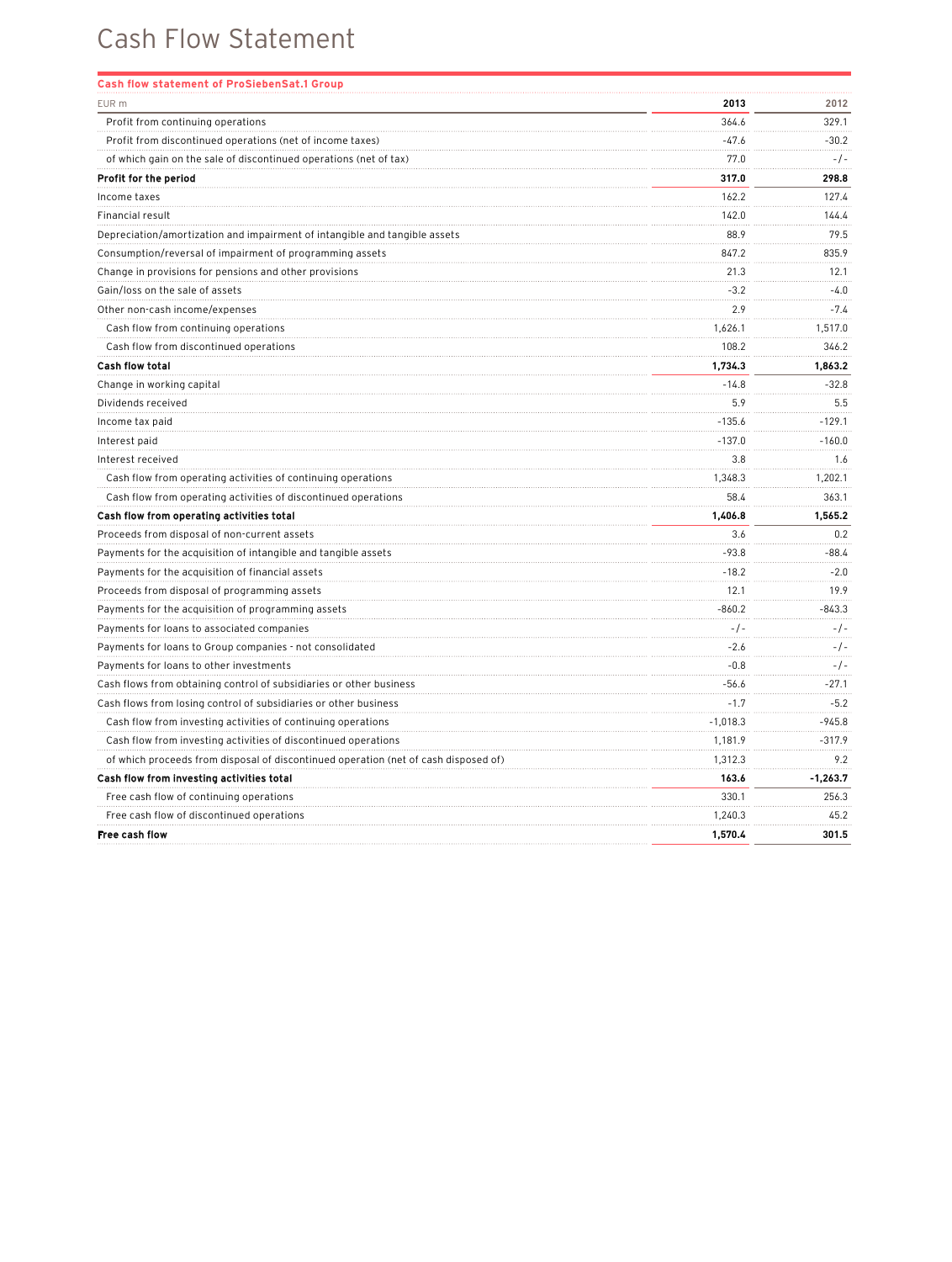# Cash Flow Statement

**Cash flow statement of ProSiebenSat.1 Group**

| EUR m | 2013 | 2012 |
|---|---|---|
| Profit from continuing operations | 364.6 | 329.1 |
| Profit from discontinued operations (net of income taxes) | -47.6 | -30.2 |
| of which gain on the sale of discontinued operations (net of tax) | 77.0 | -/- |
| **Profit for the period** | **317.0** | **298.8** |
| Income taxes | 162.2 | 127.4 |
| Financial result | 142.0 | 144.4 |
| Depreciation/amortization and impairment of intangible and tangible assets | 88.9 | 79.5 |
| Consumption/reversal of impairment of programming assets | 847.2 | 835.9 |
| Change in provisions for pensions and other provisions | 21.3 | 12.1 |
| Gain/loss on the sale of assets | -3.2 | -4.0 |
| Other non-cash income/expenses | 2.9 | -7.4 |
| Cash flow from continuing operations | 1,626.1 | 1,517.0 |
| Cash flow from discontinued operations | 108.2 | 346.2 |
| **Cash flow total** | **1,734.3** | **1,863.2** |
| Change in working capital | -14.8 | -32.8 |
| Dividends received | 5.9 | 5.5 |
| Income tax paid | -135.6 | -129.1 |
| Interest paid | -137.0 | -160.0 |
| Interest received | 3.8 | 1.6 |
| Cash flow from operating activities of continuing operations | 1,348.3 | 1,202.1 |
| Cash flow from operating activities of discontinued operations | 58.4 | 363.1 |
| **Cash flow from operating activities total** | **1,406.8** | **1,565.2** |
| Proceeds from disposal of non-current assets | 3.6 | 0.2 |
| Payments for the acquisition of intangible and tangible assets | -93.8 | -88.4 |
| Payments for the acquisition of financial assets | -18.2 | -2.0 |
| Proceeds from disposal of programming assets | 12.1 | 19.9 |
| Payments for the acquisition of programming assets | -860.2 | -843.3 |
| Payments for loans to associated companies | -/- | -/- |
| Payments for loans to Group companies - not consolidated | -2.6 | -/- |
| Payments for loans to other investments | -0.8 | -/- |
| Cash flows from obtaining control of subsidiaries or other business | -56.6 | -27.1 |
| Cash flows from losing control of subsidiaries or other business | -1.7 | -5.2 |
| Cash flow from investing activities of continuing operations | -1,018.3 | -945.8 |
| Cash flow from investing activities of discontinued operations | 1,181.9 | -317.9 |
| of which proceeds from disposal of discontinued operation (net of cash disposed of) | 1,312.3 | 9.2 |
| **Cash flow from investing activities total** | **163.6** | **-1,263.7** |
| Free cash flow of continuing operations | 330.1 | 256.3 |
| Free cash flow of discontinued operations | 1,240.3 | 45.2 |
| **Free cash flow** | **1,570.4** | **301.5** |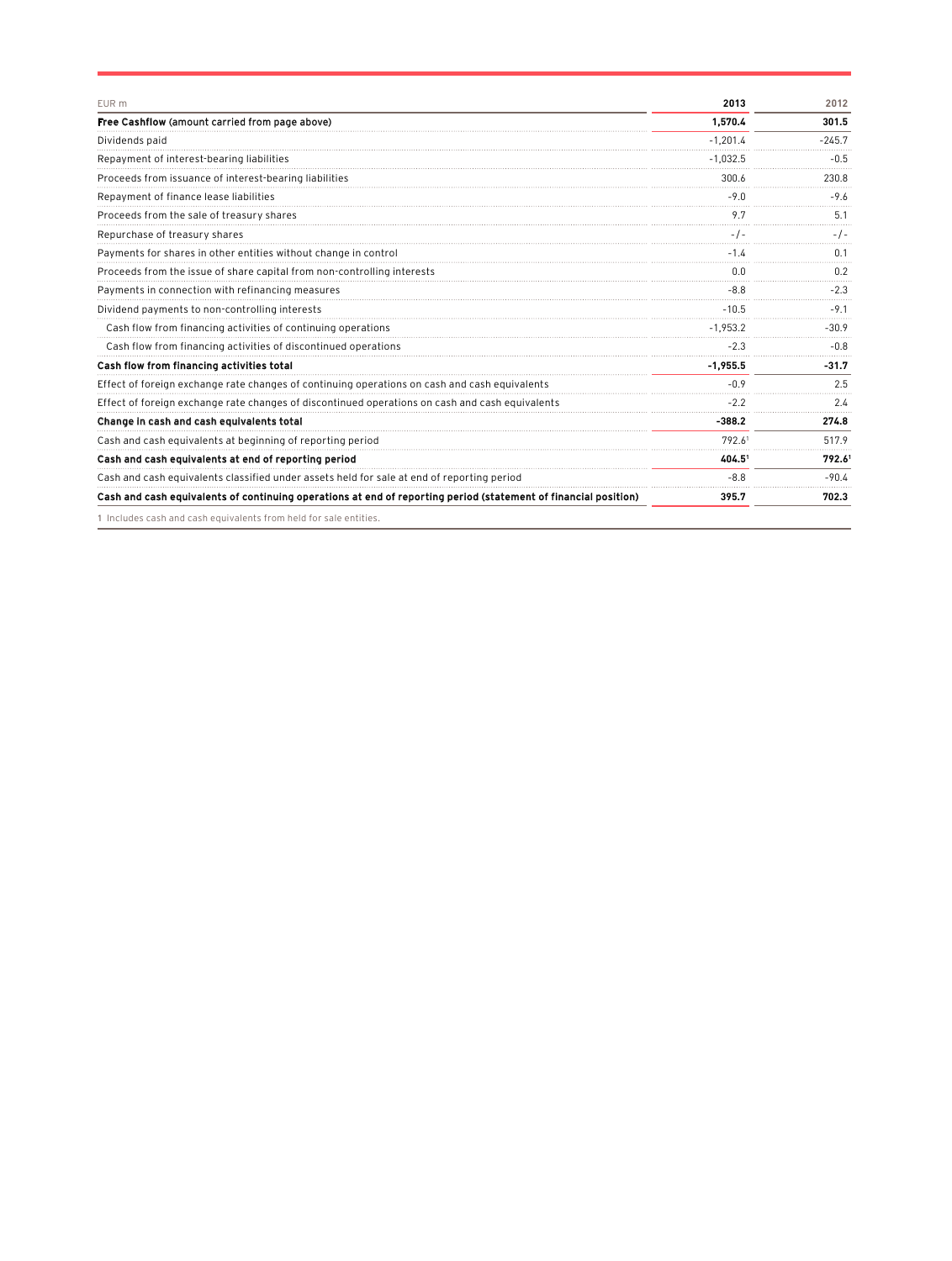| EUR m | 2013 | 2012 |
|---|---|---|
| **Free Cashflow** (amount carried from page above) | **1,570.4** | **301.5** |
| Dividends paid | -1,201.4 | -245.7 |
| Repayment of interest-bearing liabilities | -1,032.5 | -0.5 |
| Proceeds from issuance of interest-bearing liabilities | 300.6 | 230.8 |
| Repayment of finance lease liabilities | -9.0 | -9.6 |
| Proceeds from the sale of treasury shares | 9.7 | 5.1 |
| Repurchase of treasury shares | -/- | -/- |
| Payments for shares in other entities without change in control | -1.4 | 0.1 |
| Proceeds from the issue of share capital from non-controlling interests | 0.0 | 0.2 |
| Payments in connection with refinancing measures | -8.8 | -2.3 |
| Dividend payments to non-controlling interests | -10.5 | -9.1 |
| Cash flow from financing activities of continuing operations | -1,953.2 | -30.9 |
| Cash flow from financing activities of discontinued operations | -2.3 | -0.8 |
| **Cash flow from financing activities total** | **-1,955.5** | **-31.7** |
| Effect of foreign exchange rate changes of continuing operations on cash and cash equivalents | -0.9 | 2.5 |
| Effect of foreign exchange rate changes of discontinued operations on cash and cash equivalents | -2.2 | 2.4 |
| **Change in cash and cash equivalents total** | **-388.2** | **274.8** |
| Cash and cash equivalents at beginning of reporting period | 792.6[1] | 517.9 |
| **Cash and cash equivalents at end of reporting period** | **404.5**[1] | **792.6**[1] |
| Cash and cash equivalents classified under assets held for sale at end of reporting period | -8.8 | -90.4 |
| **Cash and cash equivalents of continuing operations at end of reporting period (statement of financial position)** | **395.7** | **702.3** |

1 Includes cash and cash equivalents from held for sale entities.